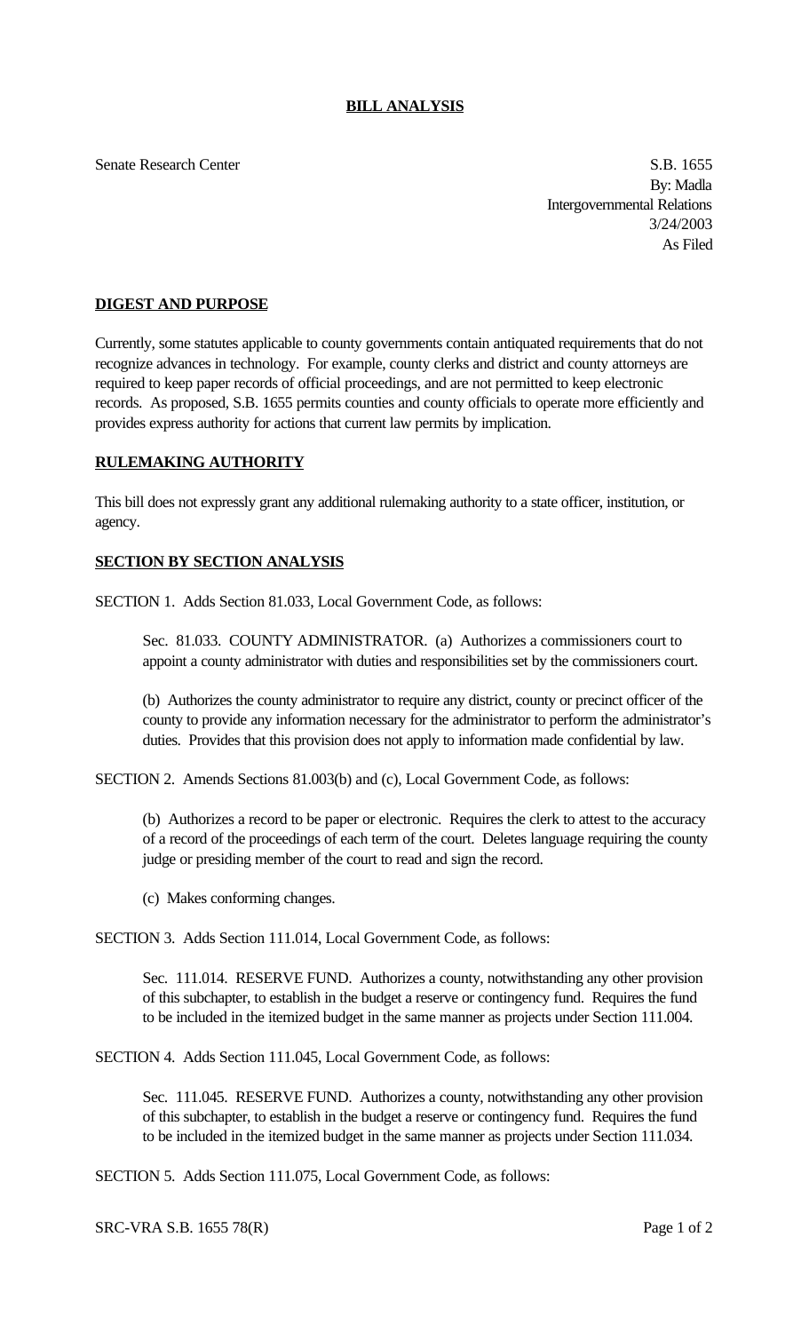# BILL ANALYSIS

Senate Research Center

S.B. 1655
By: Madla
Intergovernmental Relations
3/24/2003
As Filed

## DIGEST AND PURPOSE

Currently, some statutes applicable to county governments contain antiquated requirements that do not recognize advances in technology. For example, county clerks and district and county attorneys are required to keep paper records of official proceedings, and are not permitted to keep electronic records. As proposed, S.B. 1655 permits counties and county officials to operate more efficiently and provides express authority for actions that current law permits by implication.

## RULEMAKING AUTHORITY

This bill does not expressly grant any additional rulemaking authority to a state officer, institution, or agency.

## SECTION BY SECTION ANALYSIS

SECTION 1. Adds Section 81.033, Local Government Code, as follows:

> Sec. 81.033. COUNTY ADMINISTRATOR. (a) Authorizes a commissioners court to appoint a county administrator with duties and responsibilities set by the commissioners court.
>
> (b) Authorizes the county administrator to require any district, county or precinct officer of the county to provide any information necessary for the administrator to perform the administrator's duties. Provides that this provision does not apply to information made confidential by law.

SECTION 2. Amends Sections 81.003(b) and (c), Local Government Code, as follows:

> (b) Authorizes a record to be paper or electronic. Requires the clerk to attest to the accuracy of a record of the proceedings of each term of the court. Deletes language requiring the county judge or presiding member of the court to read and sign the record.
>
> (c) Makes conforming changes.

SECTION 3. Adds Section 111.014, Local Government Code, as follows:

> Sec. 111.014. RESERVE FUND. Authorizes a county, notwithstanding any other provision of this subchapter, to establish in the budget a reserve or contingency fund. Requires the fund to be included in the itemized budget in the same manner as projects under Section 111.004.

SECTION 4. Adds Section 111.045, Local Government Code, as follows:

> Sec. 111.045. RESERVE FUND. Authorizes a county, notwithstanding any other provision of this subchapter, to establish in the budget a reserve or contingency fund. Requires the fund to be included in the itemized budget in the same manner as projects under Section 111.034.

SECTION 5. Adds Section 111.075, Local Government Code, as follows: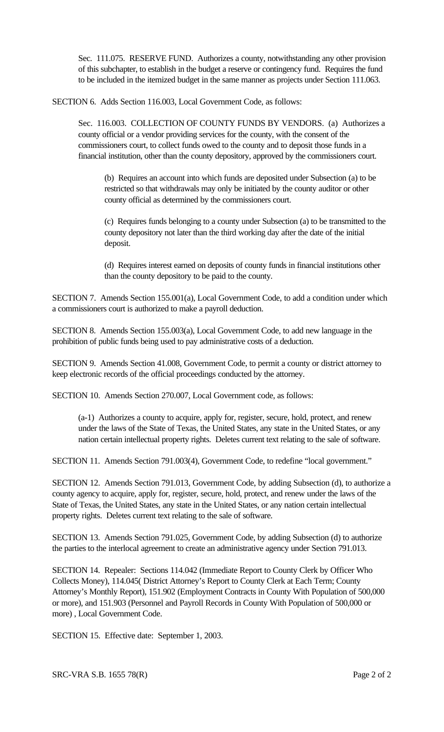Sec. 111.075. RESERVE FUND. Authorizes a county, notwithstanding any other provision of this subchapter, to establish in the budget a reserve or contingency fund. Requires the fund to be included in the itemized budget in the same manner as projects under Section 111.063.

SECTION 6. Adds Section 116.003, Local Government Code, as follows:

Sec. 116.003. COLLECTION OF COUNTY FUNDS BY VENDORS. (a) Authorizes a county official or a vendor providing services for the county, with the consent of the commissioners court, to collect funds owed to the county and to deposit those funds in a financial institution, other than the county depository, approved by the commissioners court.

(b) Requires an account into which funds are deposited under Subsection (a) to be restricted so that withdrawals may only be initiated by the county auditor or other county official as determined by the commissioners court.

(c) Requires funds belonging to a county under Subsection (a) to be transmitted to the county depository not later than the third working day after the date of the initial deposit.

(d) Requires interest earned on deposits of county funds in financial institutions other than the county depository to be paid to the county.

SECTION 7. Amends Section 155.001(a), Local Government Code, to add a condition under which a commissioners court is authorized to make a payroll deduction.

SECTION 8. Amends Section 155.003(a), Local Government Code, to add new language in the prohibition of public funds being used to pay administrative costs of a deduction.

SECTION 9. Amends Section 41.008, Government Code, to permit a county or district attorney to keep electronic records of the official proceedings conducted by the attorney.

SECTION 10. Amends Section 270.007, Local Government code, as follows:

(a-1) Authorizes a county to acquire, apply for, register, secure, hold, protect, and renew under the laws of the State of Texas, the United States, any state in the United States, or any nation certain intellectual property rights. Deletes current text relating to the sale of software.

SECTION 11. Amends Section 791.003(4), Government Code, to redefine "local government."

SECTION 12. Amends Section 791.013, Government Code, by adding Subsection (d), to authorize a county agency to acquire, apply for, register, secure, hold, protect, and renew under the laws of the State of Texas, the United States, any state in the United States, or any nation certain intellectual property rights. Deletes current text relating to the sale of software.

SECTION 13. Amends Section 791.025, Government Code, by adding Subsection (d) to authorize the parties to the interlocal agreement to create an administrative agency under Section 791.013.

SECTION 14. Repealer: Sections 114.042 (Immediate Report to County Clerk by Officer Who Collects Money), 114.045( District Attorney's Report to County Clerk at Each Term; County Attorney's Monthly Report), 151.902 (Employment Contracts in County With Population of 500,000 or more), and 151.903 (Personnel and Payroll Records in County With Population of 500,000 or more) , Local Government Code.

SECTION 15. Effective date: September 1, 2003.

SRC-VRA S.B. 1655 78(R)